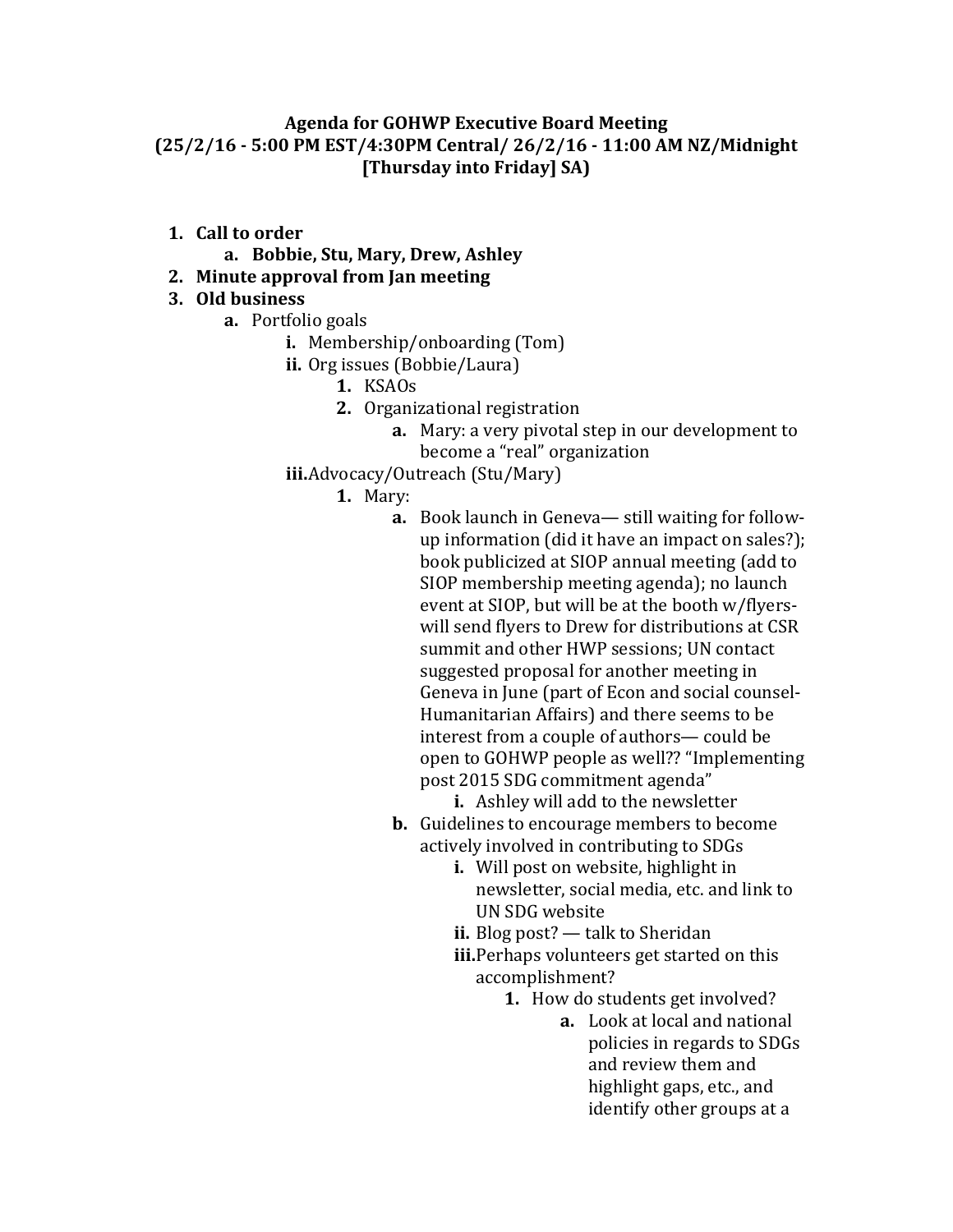**Agenda for GOHWP Executive Board Meeting**
**(25/2/16 - 5:00 PM EST/4:30PM Central/ 26/2/16 - 11:00 AM NZ/Midnight [Thursday into Friday] SA)**

1. **Call to order**
   a. **Bobbie, Stu, Mary, Drew, Ashley**
2. **Minute approval from Jan meeting**
3. **Old business**
   a. Portfolio goals
      i. Membership/onboarding (Tom)
      ii. Org issues (Bobbie/Laura)
         1. KSAOs
         2. Organizational registration
            a. Mary: a very pivotal step in our development to become a "real" organization
      iii. Advocacy/Outreach (Stu/Mary)
         1. Mary:
            a. Book launch in Geneva— still waiting for follow-up information (did it have an impact on sales?); book publicized at SIOP annual meeting (add to SIOP membership meeting agenda); no launch event at SIOP, but will be at the booth w/flyers- will send flyers to Drew for distributions at CSR summit and other HWP sessions; UN contact suggested proposal for another meeting in Geneva in June (part of Econ and social counsel- Humanitarian Affairs) and there seems to be interest from a couple of authors— could be open to GOHWP people as well?? "Implementing post 2015 SDG commitment agenda"
               i. Ashley will add to the newsletter
            b. Guidelines to encourage members to become actively involved in contributing to SDGs
               i. Will post on website, highlight in newsletter, social media, etc. and link to UN SDG website
               ii. Blog post? — talk to Sheridan
               iii. Perhaps volunteers get started on this accomplishment?
                  1. How do students get involved?
                     a. Look at local and national policies in regards to SDGs and review them and highlight gaps, etc., and identify other groups at a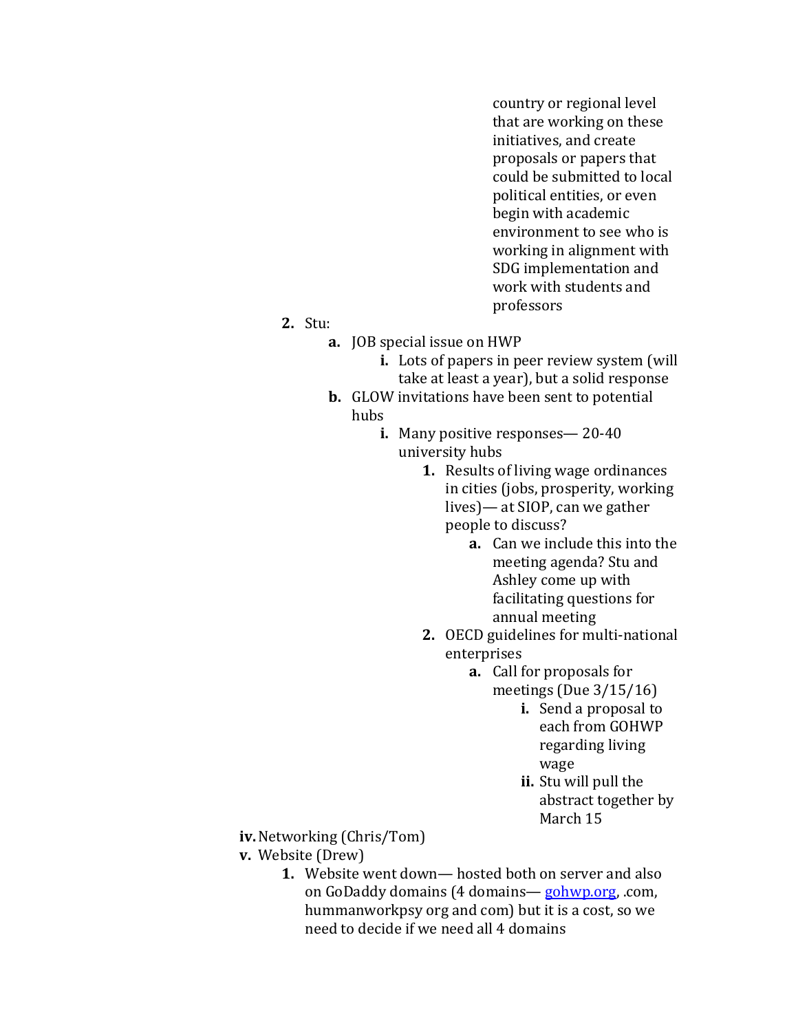country or regional level that are working on these initiatives, and create proposals or papers that could be submitted to local political entities, or even begin with academic environment to see who is working in alignment with SDG implementation and work with students and professors

2. Stu:
   a. JOB special issue on HWP
      i. Lots of papers in peer review system (will take at least a year), but a solid response
   b. GLOW invitations have been sent to potential hubs
      i. Many positive responses— 20-40 university hubs
         1. Results of living wage ordinances in cities (jobs, prosperity, working lives)— at SIOP, can we gather people to discuss?
            a. Can we include this into the meeting agenda? Stu and Ashley come up with facilitating questions for annual meeting
         2. OECD guidelines for multi-national enterprises
            a. Call for proposals for meetings (Due 3/15/16)
               i. Send a proposal to each from GOHWP regarding living wage
               ii. Stu will pull the abstract together by March 15

iv. Networking (Chris/Tom)

v. Website (Drew)

1. Website went down— hosted both on server and also on GoDaddy domains (4 domains— gohwp.org, .com, hummanworkpsy org and com) but it is a cost, so we need to decide if we need all 4 domains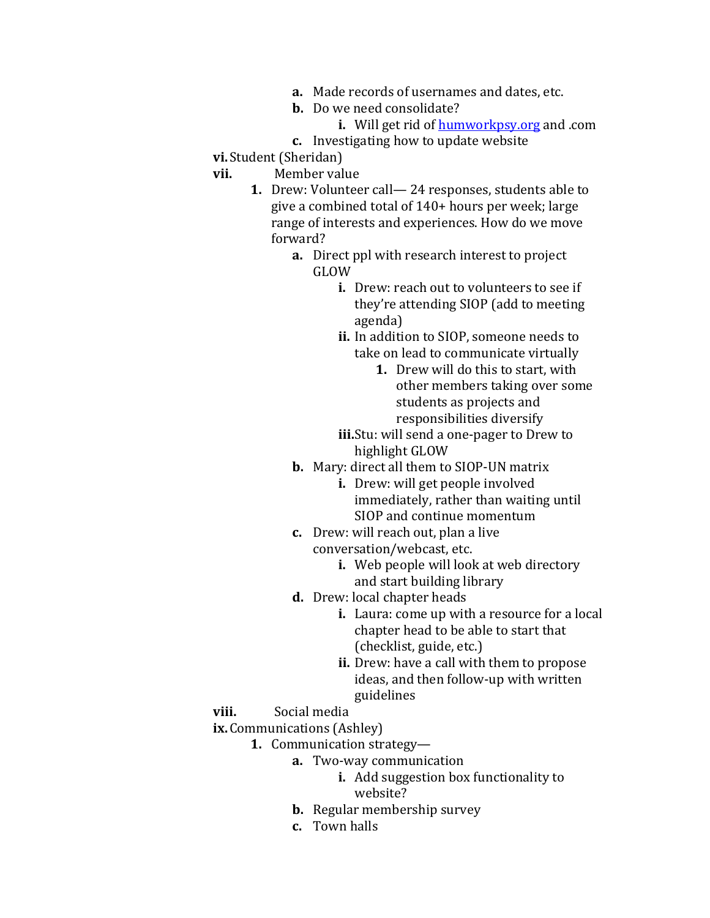- a. Made records of usernames and dates, etc.
- b. Do we need consolidate?
  - i. Will get rid of humworkpsy.org and .com
- c. Investigating how to update website

vi. Student (Sheridan)

vii. Member value

1. Drew: Volunteer call— 24 responses, students able to give a combined total of 140+ hours per week; large range of interests and experiences. How do we move forward?
   - a. Direct ppl with research interest to project GLOW
     - i. Drew: reach out to volunteers to see if they're attending SIOP (add to meeting agenda)
     - ii. In addition to SIOP, someone needs to take on lead to communicate virtually
       1. Drew will do this to start, with other members taking over some students as projects and responsibilities diversify
     - iii. Stu: will send a one-pager to Drew to highlight GLOW
   - b. Mary: direct all them to SIOP-UN matrix
     - i. Drew: will get people involved immediately, rather than waiting until SIOP and continue momentum
   - c. Drew: will reach out, plan a live conversation/webcast, etc.
     - i. Web people will look at web directory and start building library
   - d. Drew: local chapter heads
     - i. Laura: come up with a resource for a local chapter head to be able to start that (checklist, guide, etc.)
     - ii. Drew: have a call with them to propose ideas, and then follow-up with written guidelines

viii. Social media

ix. Communications (Ashley)

1. Communication strategy—
   - a. Two-way communication
     - i. Add suggestion box functionality to website?
   - b. Regular membership survey
   - c. Town halls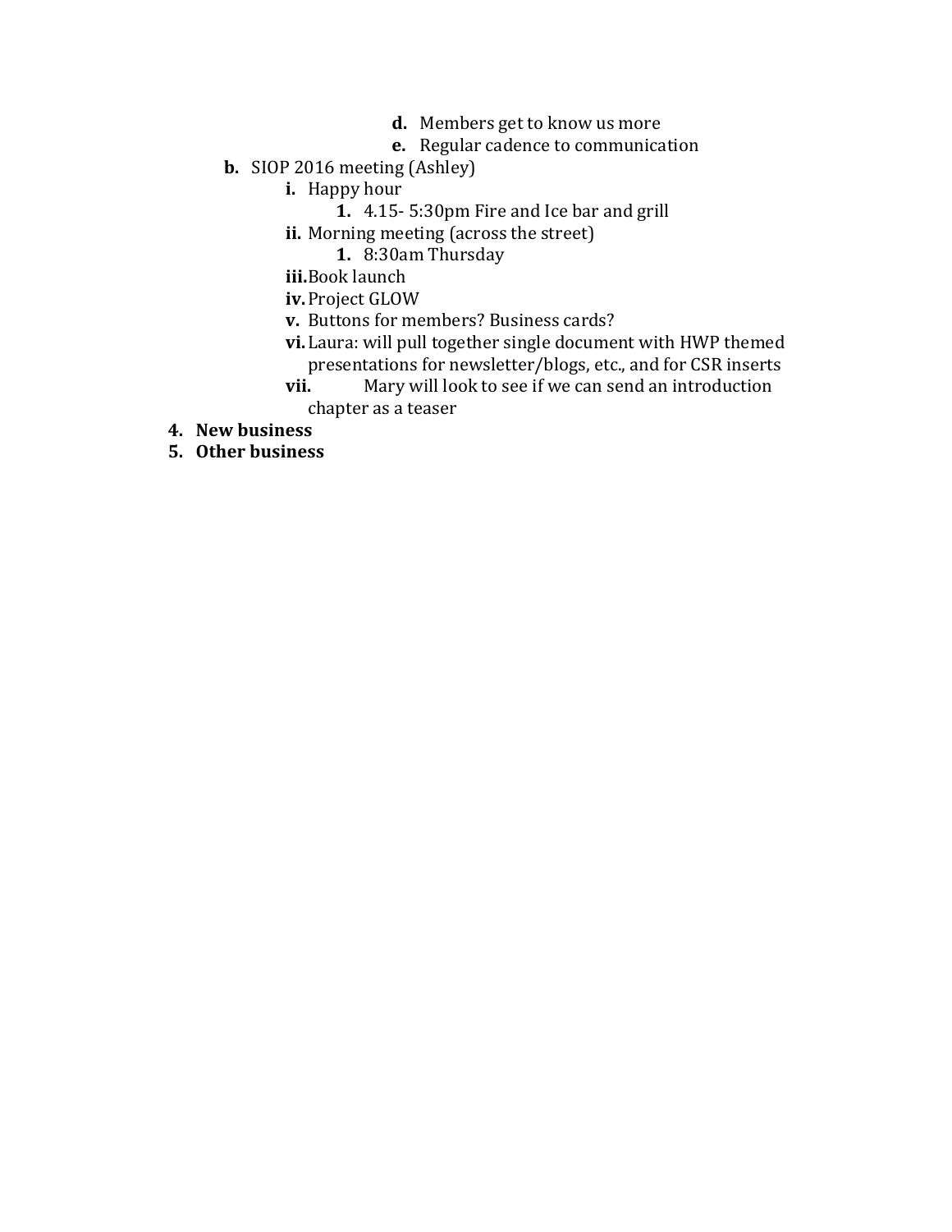- d. Members get to know us more
        - e. Regular cadence to communication
   - b. SIOP 2016 meeting (Ashley)
      - i. Happy hour
         1. 4.15- 5:30pm Fire and Ice bar and grill
      - ii. Morning meeting (across the street)
         1. 8:30am Thursday
      - iii. Book launch
      - iv. Project GLOW
      - v. Buttons for members? Business cards?
      - vi. Laura: will pull together single document with HWP themed presentations for newsletter/blogs, etc., and for CSR inserts
      - vii. Mary will look to see if we can send an introduction chapter as a teaser

4. **New business**
5. **Other business**